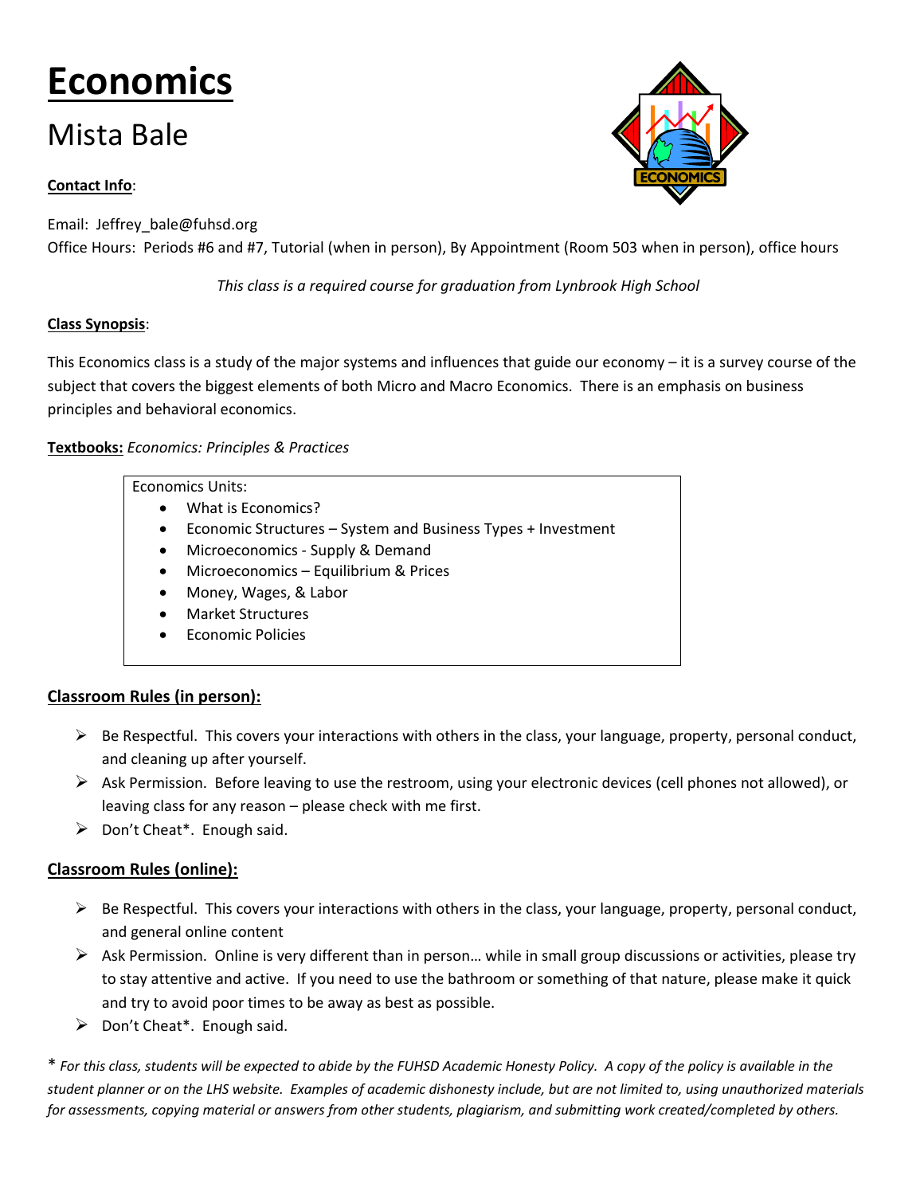# Economics

## Mista Bale

**Contact Info**:

Email: Jeffrey_bale@fuhsd.org
Office Hours: Periods #6 and #7, Tutorial (when in person), By Appointment (Room 503 when in person), office hours

*This class is a required course for graduation from Lynbrook High School*

**Class Synopsis**:

This Economics class is a study of the major systems and influences that guide our economy – it is a survey course of the subject that covers the biggest elements of both Micro and Macro Economics. There is an emphasis on business principles and behavioral economics.

**Textbooks:** *Economics: Principles & Practices*

Economics Units:

- What is Economics?
- Economic Structures – System and Business Types + Investment
- Microeconomics - Supply & Demand
- Microeconomics – Equilibrium & Prices
- Money, Wages, & Labor
- Market Structures
- Economic Policies

### Classroom Rules (in person):

- Be Respectful. This covers your interactions with others in the class, your language, property, personal conduct, and cleaning up after yourself.
- Ask Permission. Before leaving to use the restroom, using your electronic devices (cell phones not allowed), or leaving class for any reason – please check with me first.
- Don't Cheat*. Enough said.

### Classroom Rules (online):

- Be Respectful. This covers your interactions with others in the class, your language, property, personal conduct, and general online content
- Ask Permission. Online is very different than in person… while in small group discussions or activities, please try to stay attentive and active. If you need to use the bathroom or something of that nature, please make it quick and try to avoid poor times to be away as best as possible.
- Don't Cheat*. Enough said.

\* *For this class, students will be expected to abide by the FUHSD Academic Honesty Policy. A copy of the policy is available in the student planner or on the LHS website. Examples of academic dishonesty include, but are not limited to, using unauthorized materials for assessments, copying material or answers from other students, plagiarism, and submitting work created/completed by others.*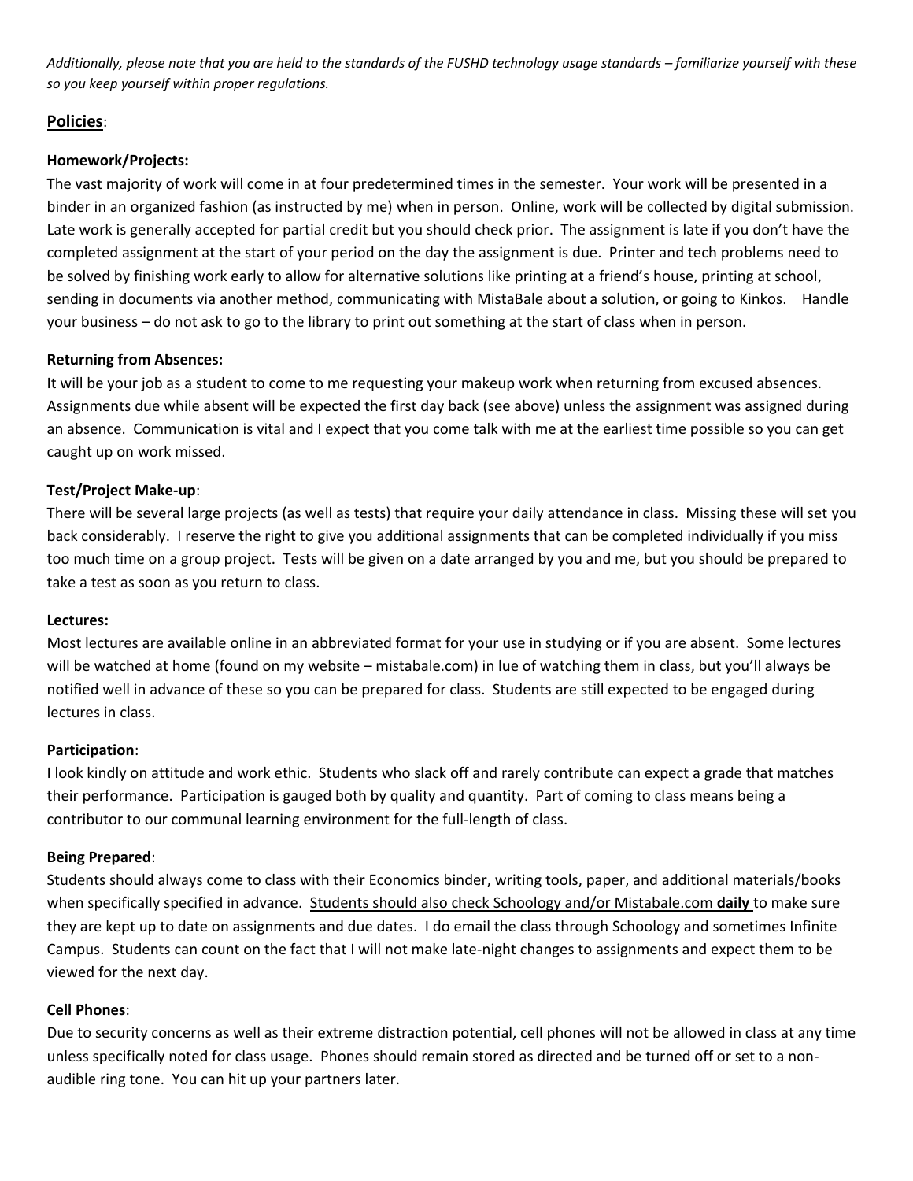*Additionally, please note that you are held to the standards of the FUSHD technology usage standards – familiarize yourself with these so you keep yourself within proper regulations.*

## Policies:

**Homework/Projects:**
The vast majority of work will come in at four predetermined times in the semester. Your work will be presented in a binder in an organized fashion (as instructed by me) when in person. Online, work will be collected by digital submission. Late work is generally accepted for partial credit but you should check prior. The assignment is late if you don't have the completed assignment at the start of your period on the day the assignment is due. Printer and tech problems need to be solved by finishing work early to allow for alternative solutions like printing at a friend's house, printing at school, sending in documents via another method, communicating with MistaBale about a solution, or going to Kinkos. Handle your business – do not ask to go to the library to print out something at the start of class when in person.

**Returning from Absences:**
It will be your job as a student to come to me requesting your makeup work when returning from excused absences. Assignments due while absent will be expected the first day back (see above) unless the assignment was assigned during an absence. Communication is vital and I expect that you come talk with me at the earliest time possible so you can get caught up on work missed.

**Test/Project Make-up**:
There will be several large projects (as well as tests) that require your daily attendance in class. Missing these will set you back considerably. I reserve the right to give you additional assignments that can be completed individually if you miss too much time on a group project. Tests will be given on a date arranged by you and me, but you should be prepared to take a test as soon as you return to class.

**Lectures:**
Most lectures are available online in an abbreviated format for your use in studying or if you are absent. Some lectures will be watched at home (found on my website – mistabale.com) in lue of watching them in class, but you'll always be notified well in advance of these so you can be prepared for class. Students are still expected to be engaged during lectures in class.

**Participation**:
I look kindly on attitude and work ethic. Students who slack off and rarely contribute can expect a grade that matches their performance. Participation is gauged both by quality and quantity. Part of coming to class means being a contributor to our communal learning environment for the full-length of class.

**Being Prepared**:
Students should always come to class with their Economics binder, writing tools, paper, and additional materials/books when specifically specified in advance. Students should also check Schoology and/or Mistabale.com **daily** to make sure they are kept up to date on assignments and due dates. I do email the class through Schoology and sometimes Infinite Campus. Students can count on the fact that I will not make late-night changes to assignments and expect them to be viewed for the next day.

**Cell Phones**:
Due to security concerns as well as their extreme distraction potential, cell phones will not be allowed in class at any time unless specifically noted for class usage. Phones should remain stored as directed and be turned off or set to a non-audible ring tone. You can hit up your partners later.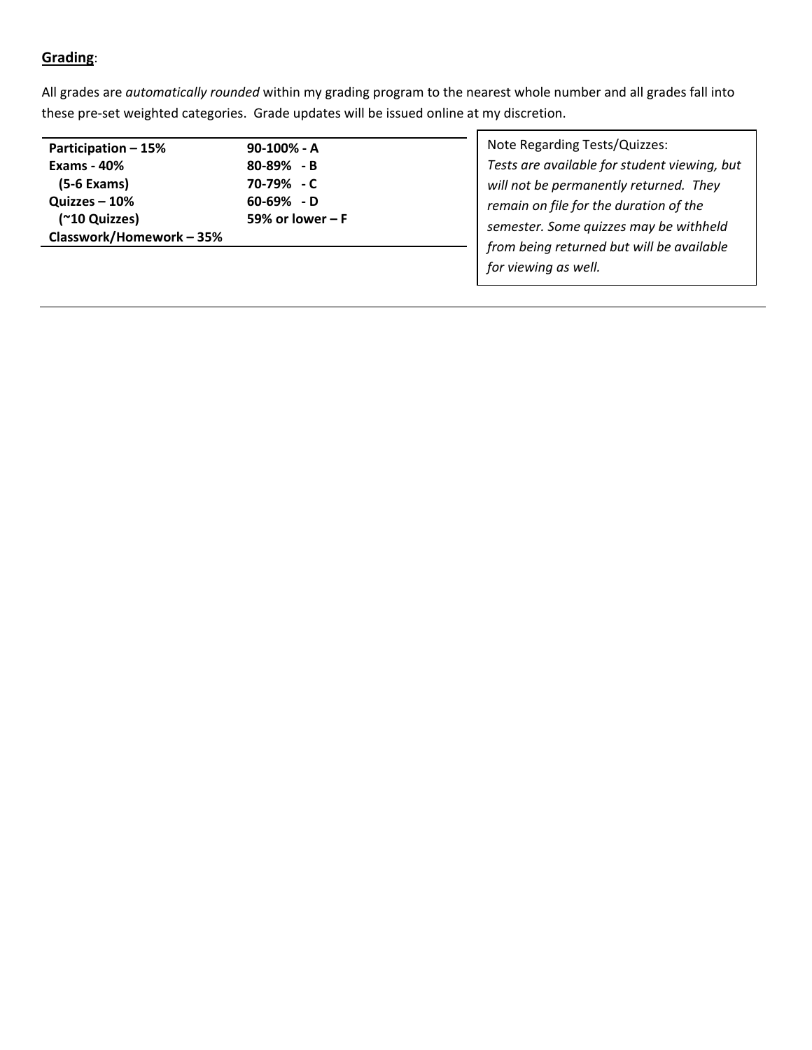**<u>Grading</u>**:

All grades are *automatically rounded* within my grading program to the nearest whole number and all grades fall into these pre-set weighted categories. Grade updates will be issued online at my discretion.

| | |
|---|---|
| **Participation – 15%** | **90-100% - A** |
| **Exams - 40%** | **80-89% - B** |
| **(5-6 Exams)** | **70-79% - C** |
| **Quizzes – 10%** | **60-69% - D** |
| **(~10 Quizzes)** | **59% or lower – F** |
| **Classwork/Homework – 35%** | |

Note Regarding Tests/Quizzes:
*Tests are available for student viewing, but will not be permanently returned. They remain on file for the duration of the semester. Some quizzes may be withheld from being returned but will be available for viewing as well.*